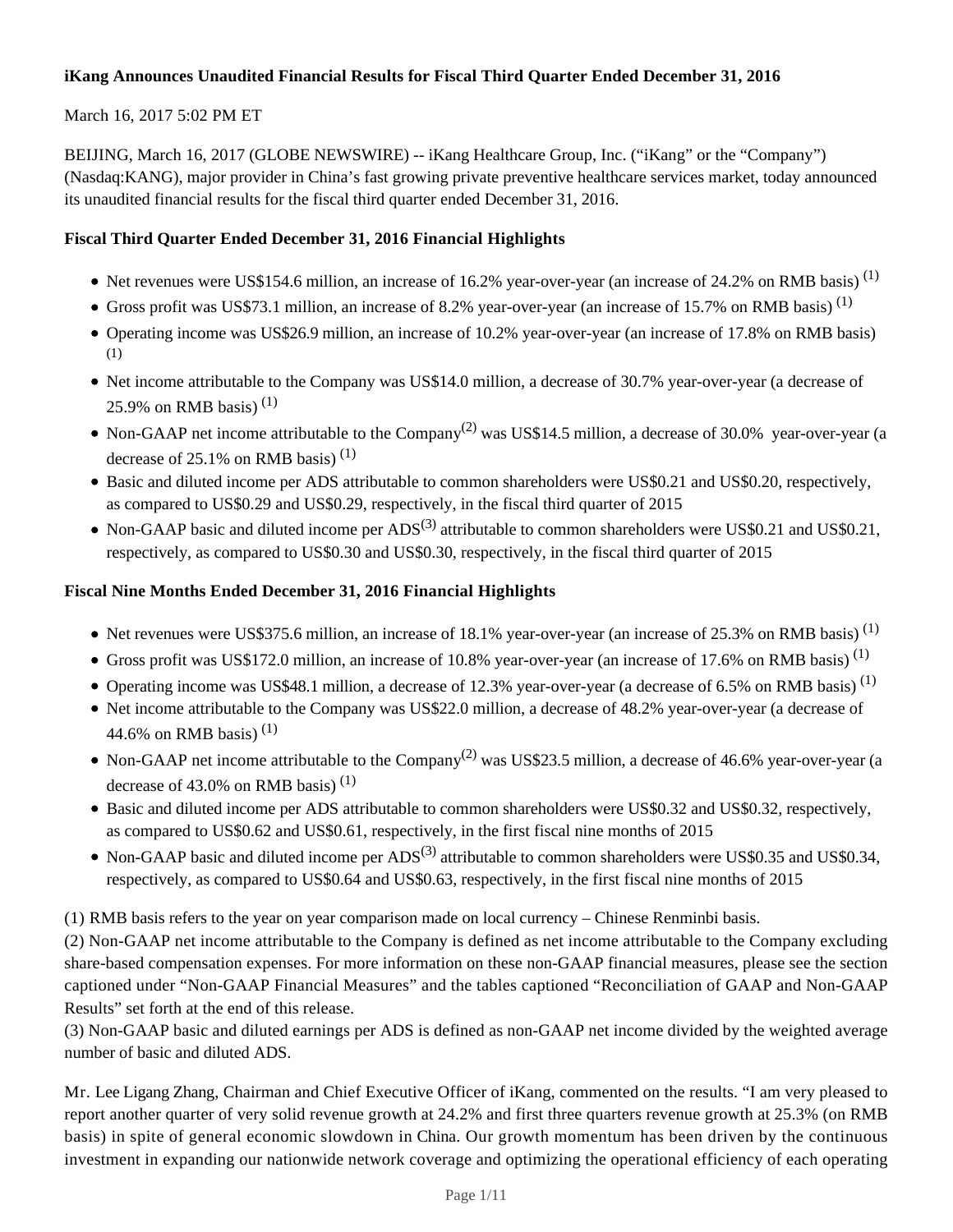# iKang Announces Unaudited Financial Results for Fiscal Third Quarter Ended December 31, 2016

March 16, 2017 5:02 PM ET

BEIJING, March 16, 2017 (GLOBE NEWSWIRE) -- iKang Healthcare Group, Inc. ("iKang" or the "Company") (Nasdaq:KANG), major provider in China's fast growing private preventive healthcare services market, today announced its unaudited financial results for the fiscal third quarter ended December 31, 2016.

## Fiscal Third Quarter Ended December 31, 2016 Financial Highlights

- Net revenues were US$154.6 million, an increase of 16.2% year-over-year (an increase of 24.2% on RMB basis) (1)
- Gross profit was US$73.1 million, an increase of 8.2% year-over-year (an increase of 15.7% on RMB basis) (1)
- Operating income was US$26.9 million, an increase of 10.2% year-over-year (an increase of 17.8% on RMB basis) (1)
- Net income attributable to the Company was US$14.0 million, a decrease of 30.7% year-over-year (a decrease of 25.9% on RMB basis) (1)
- Non-GAAP net income attributable to the Company(2) was US$14.5 million, a decrease of 30.0% year-over-year (a decrease of 25.1% on RMB basis) (1)
- Basic and diluted income per ADS attributable to common shareholders were US$0.21 and US$0.20, respectively, as compared to US$0.29 and US$0.29, respectively, in the fiscal third quarter of 2015
- Non-GAAP basic and diluted income per ADS(3) attributable to common shareholders were US$0.21 and US$0.21, respectively, as compared to US$0.30 and US$0.30, respectively, in the fiscal third quarter of 2015

## Fiscal Nine Months Ended December 31, 2016 Financial Highlights

- Net revenues were US$375.6 million, an increase of 18.1% year-over-year (an increase of 25.3% on RMB basis) (1)
- Gross profit was US$172.0 million, an increase of 10.8% year-over-year (an increase of 17.6% on RMB basis) (1)
- Operating income was US$48.1 million, a decrease of 12.3% year-over-year (a decrease of 6.5% on RMB basis) (1)
- Net income attributable to the Company was US$22.0 million, a decrease of 48.2% year-over-year (a decrease of 44.6% on RMB basis) (1)
- Non-GAAP net income attributable to the Company(2) was US$23.5 million, a decrease of 46.6% year-over-year (a decrease of 43.0% on RMB basis) (1)
- Basic and diluted income per ADS attributable to common shareholders were US$0.32 and US$0.32, respectively, as compared to US$0.62 and US$0.61, respectively, in the first fiscal nine months of 2015
- Non-GAAP basic and diluted income per ADS(3) attributable to common shareholders were US$0.35 and US$0.34, respectively, as compared to US$0.64 and US$0.63, respectively, in the first fiscal nine months of 2015

(1) RMB basis refers to the year on year comparison made on local currency – Chinese Renminbi basis.
(2) Non-GAAP net income attributable to the Company is defined as net income attributable to the Company excluding share-based compensation expenses. For more information on these non-GAAP financial measures, please see the section captioned under "Non-GAAP Financial Measures" and the tables captioned "Reconciliation of GAAP and Non-GAAP Results" set forth at the end of this release.
(3) Non-GAAP basic and diluted earnings per ADS is defined as non-GAAP net income divided by the weighted average number of basic and diluted ADS.

Mr. Lee Ligang Zhang, Chairman and Chief Executive Officer of iKang, commented on the results. "I am very pleased to report another quarter of very solid revenue growth at 24.2% and first three quarters revenue growth at 25.3% (on RMB basis) in spite of general economic slowdown in China. Our growth momentum has been driven by the continuous investment in expanding our nationwide network coverage and optimizing the operational efficiency of each operating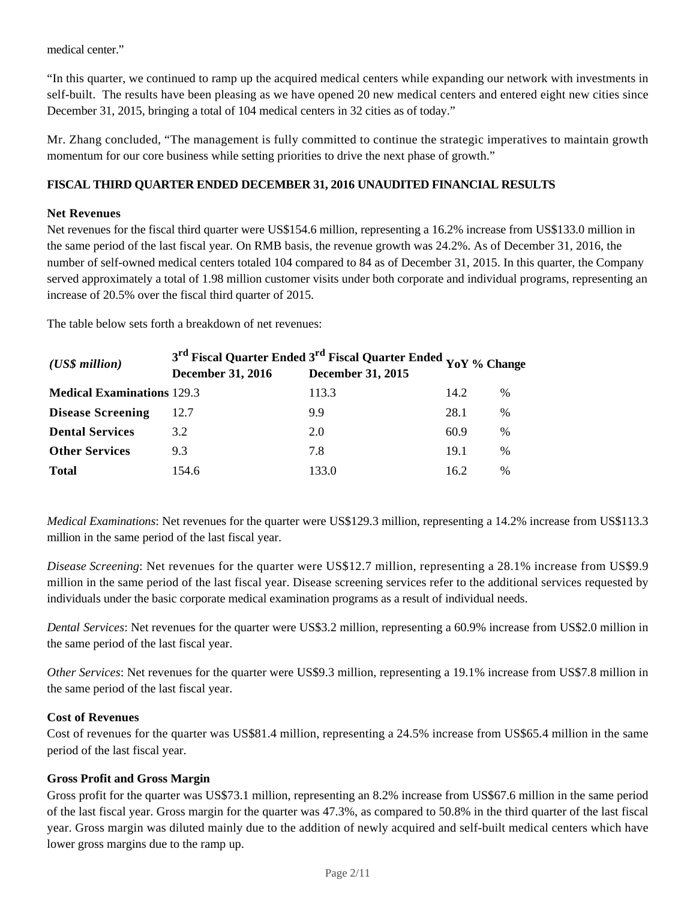medical center."

"In this quarter, we continued to ramp up the acquired medical centers while expanding our network with investments in self-built. The results have been pleasing as we have opened 20 new medical centers and entered eight new cities since December 31, 2015, bringing a total of 104 medical centers in 32 cities as of today."

Mr. Zhang concluded, "The management is fully committed to continue the strategic imperatives to maintain growth momentum for our core business while setting priorities to drive the next phase of growth."

**FISCAL THIRD QUARTER ENDED DECEMBER 31, 2016 UNAUDITED FINANCIAL RESULTS**

**Net Revenues**

Net revenues for the fiscal third quarter were US$154.6 million, representing a 16.2% increase from US$133.0 million in the same period of the last fiscal year. On RMB basis, the revenue growth was 24.2%. As of December 31, 2016, the number of self-owned medical centers totaled 104 compared to 84 as of December 31, 2015. In this quarter, the Company served approximately a total of 1.98 million customer visits under both corporate and individual programs, representing an increase of 20.5% over the fiscal third quarter of 2015.

The table below sets forth a breakdown of net revenues:

| *(US$ million)* | 3rd Fiscal Quarter Ended December 31, 2016 | 3rd Fiscal Quarter Ended December 31, 2015 | YoY % Change | |
|---|---|---|---|---|
| **Medical Examinations** | 129.3 | 113.3 | 14.2 | % |
| **Disease Screening** | 12.7 | 9.9 | 28.1 | % |
| **Dental Services** | 3.2 | 2.0 | 60.9 | % |
| **Other Services** | 9.3 | 7.8 | 19.1 | % |
| **Total** | 154.6 | 133.0 | 16.2 | % |

*Medical Examinations*: Net revenues for the quarter were US$129.3 million, representing a 14.2% increase from US$113.3 million in the same period of the last fiscal year.

*Disease Screening*: Net revenues for the quarter were US$12.7 million, representing a 28.1% increase from US$9.9 million in the same period of the last fiscal year. Disease screening services refer to the additional services requested by individuals under the basic corporate medical examination programs as a result of individual needs.

*Dental Services*: Net revenues for the quarter were US$3.2 million, representing a 60.9% increase from US$2.0 million in the same period of the last fiscal year.

*Other Services*: Net revenues for the quarter were US$9.3 million, representing a 19.1% increase from US$7.8 million in the same period of the last fiscal year.

**Cost of Revenues**

Cost of revenues for the quarter was US$81.4 million, representing a 24.5% increase from US$65.4 million in the same period of the last fiscal year.

**Gross Profit and Gross Margin**

Gross profit for the quarter was US$73.1 million, representing an 8.2% increase from US$67.6 million in the same period of the last fiscal year. Gross margin for the quarter was 47.3%, as compared to 50.8% in the third quarter of the last fiscal year. Gross margin was diluted mainly due to the addition of newly acquired and self-built medical centers which have lower gross margins due to the ramp up.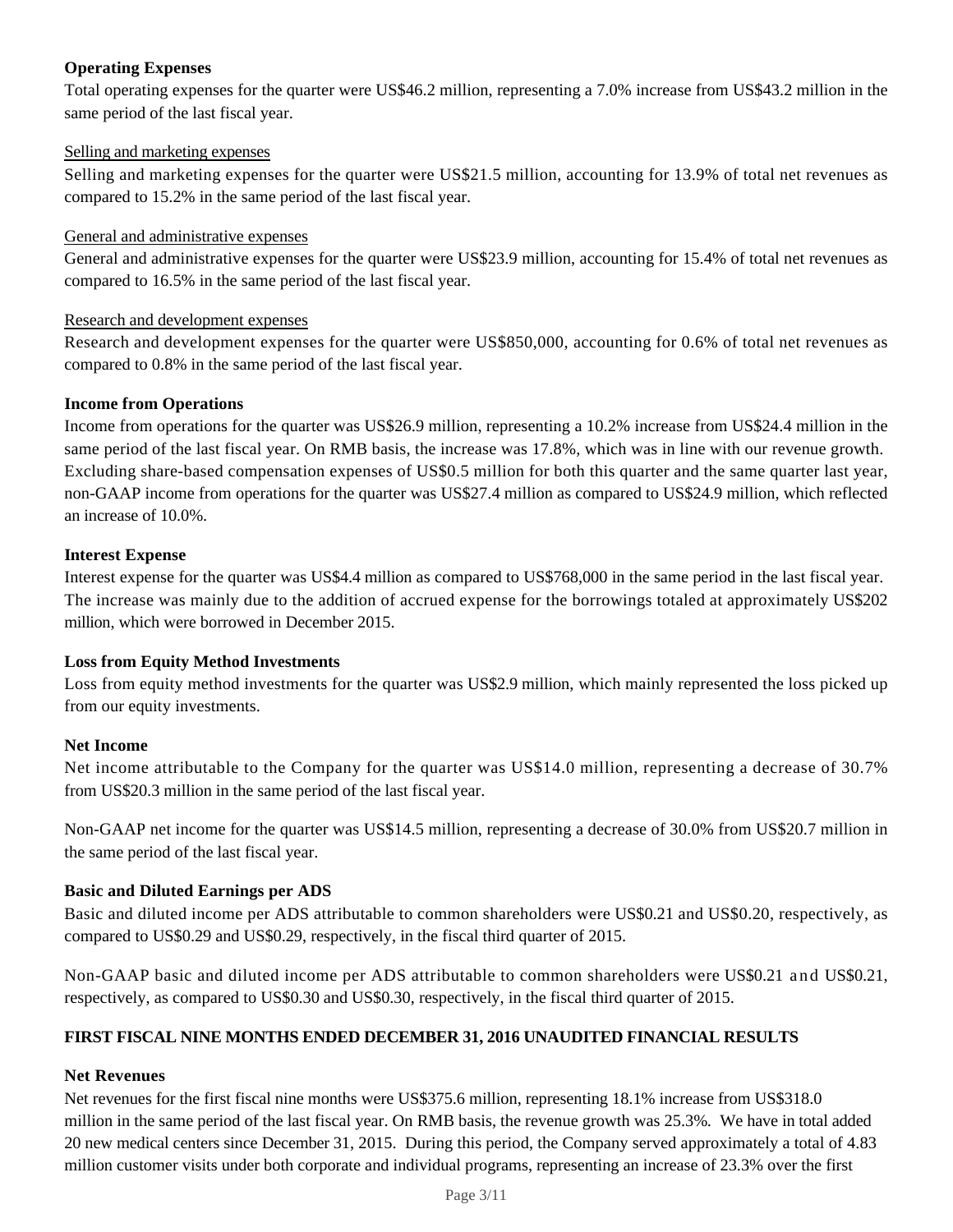**Operating Expenses**

Total operating expenses for the quarter were US$46.2 million, representing a 7.0% increase from US$43.2 million in the same period of the last fiscal year.

Selling and marketing expenses

Selling and marketing expenses for the quarter were US$21.5 million, accounting for 13.9% of total net revenues as compared to 15.2% in the same period of the last fiscal year.

General and administrative expenses

General and administrative expenses for the quarter were US$23.9 million, accounting for 15.4% of total net revenues as compared to 16.5% in the same period of the last fiscal year.

Research and development expenses

Research and development expenses for the quarter were US$850,000, accounting for 0.6% of total net revenues as compared to 0.8% in the same period of the last fiscal year.

**Income from Operations**

Income from operations for the quarter was US$26.9 million, representing a 10.2% increase from US$24.4 million in the same period of the last fiscal year. On RMB basis, the increase was 17.8%, which was in line with our revenue growth. Excluding share-based compensation expenses of US$0.5 million for both this quarter and the same quarter last year, non-GAAP income from operations for the quarter was US$27.4 million as compared to US$24.9 million, which reflected an increase of 10.0%.

**Interest Expense**

Interest expense for the quarter was US$4.4 million as compared to US$768,000 in the same period in the last fiscal year. The increase was mainly due to the addition of accrued expense for the borrowings totaled at approximately US$202 million, which were borrowed in December 2015.

**Loss from Equity Method Investments**

Loss from equity method investments for the quarter was US$2.9 million, which mainly represented the loss picked up from our equity investments.

**Net Income**

Net income attributable to the Company for the quarter was US$14.0 million, representing a decrease of 30.7% from US$20.3 million in the same period of the last fiscal year.

Non-GAAP net income for the quarter was US$14.5 million, representing a decrease of 30.0% from US$20.7 million in the same period of the last fiscal year.

**Basic and Diluted Earnings per ADS**

Basic and diluted income per ADS attributable to common shareholders were US$0.21 and US$0.20, respectively, as compared to US$0.29 and US$0.29, respectively, in the fiscal third quarter of 2015.

Non-GAAP basic and diluted income per ADS attributable to common shareholders were US$0.21 and US$0.21, respectively, as compared to US$0.30 and US$0.30, respectively, in the fiscal third quarter of 2015.

**FIRST FISCAL NINE MONTHS ENDED DECEMBER 31, 2016 UNAUDITED FINANCIAL RESULTS**

**Net Revenues**

Net revenues for the first fiscal nine months were US$375.6 million, representing 18.1% increase from US$318.0 million in the same period of the last fiscal year. On RMB basis, the revenue growth was 25.3%. We have in total added 20 new medical centers since December 31, 2015. During this period, the Company served approximately a total of 4.83 million customer visits under both corporate and individual programs, representing an increase of 23.3% over the first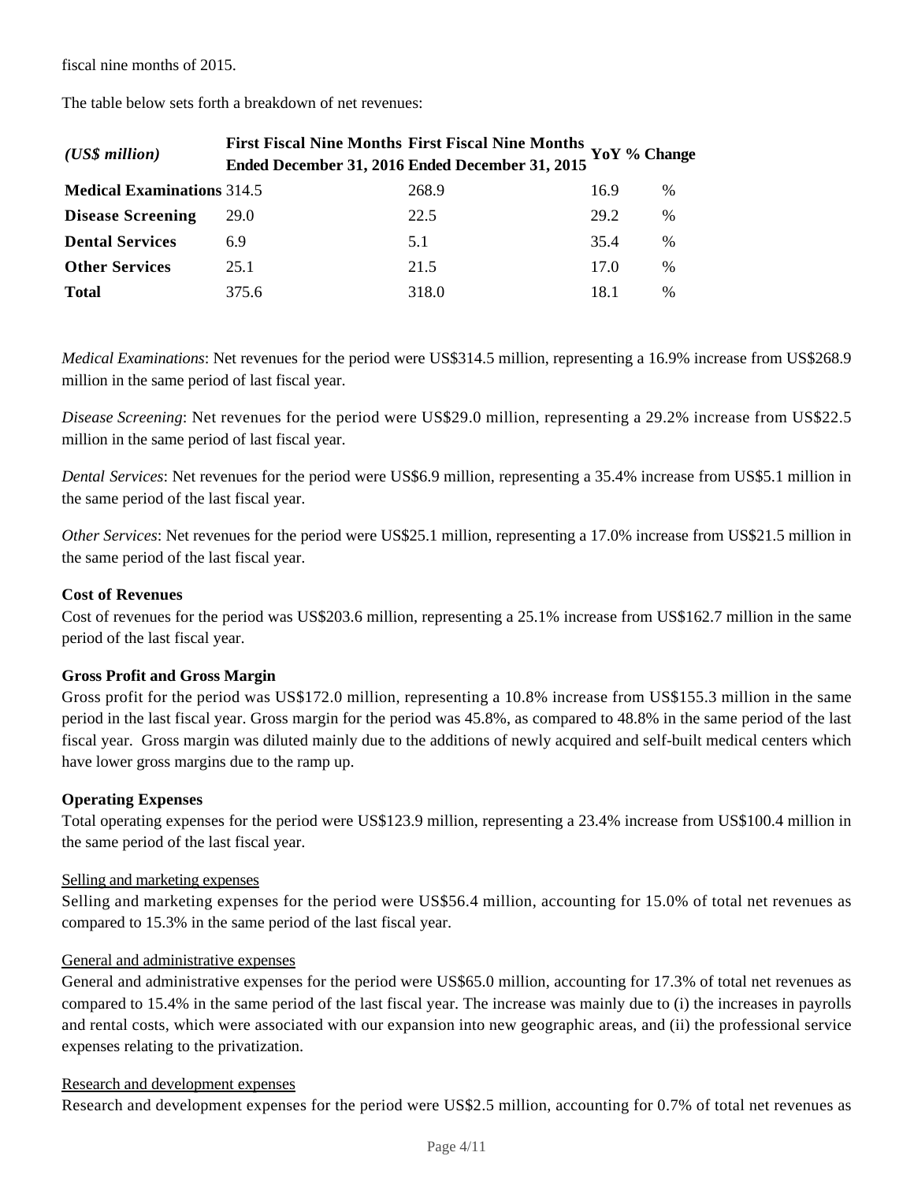fiscal nine months of 2015.

The table below sets forth a breakdown of net revenues:

| *(US$ million)* | First Fiscal Nine Months Ended December 31, 2016 | First Fiscal Nine Months Ended December 31, 2015 | YoY % Change | |
|---|---|---|---|---|
| **Medical Examinations** | 314.5 | 268.9 | 16.9 | % |
| **Disease Screening** | 29.0 | 22.5 | 29.2 | % |
| **Dental Services** | 6.9 | 5.1 | 35.4 | % |
| **Other Services** | 25.1 | 21.5 | 17.0 | % |
| **Total** | 375.6 | 318.0 | 18.1 | % |

*Medical Examinations*: Net revenues for the period were US$314.5 million, representing a 16.9% increase from US$268.9 million in the same period of last fiscal year.

*Disease Screening*: Net revenues for the period were US$29.0 million, representing a 29.2% increase from US$22.5 million in the same period of last fiscal year.

*Dental Services*: Net revenues for the period were US$6.9 million, representing a 35.4% increase from US$5.1 million in the same period of the last fiscal year.

*Other Services*: Net revenues for the period were US$25.1 million, representing a 17.0% increase from US$21.5 million in the same period of the last fiscal year.

**Cost of Revenues**

Cost of revenues for the period was US$203.6 million, representing a 25.1% increase from US$162.7 million in the same period of the last fiscal year.

**Gross Profit and Gross Margin**

Gross profit for the period was US$172.0 million, representing a 10.8% increase from US$155.3 million in the same period in the last fiscal year. Gross margin for the period was 45.8%, as compared to 48.8% in the same period of the last fiscal year. Gross margin was diluted mainly due to the additions of newly acquired and self-built medical centers which have lower gross margins due to the ramp up.

**Operating Expenses**

Total operating expenses for the period were US$123.9 million, representing a 23.4% increase from US$100.4 million in the same period of the last fiscal year.

<u>Selling and marketing expenses</u>

Selling and marketing expenses for the period were US$56.4 million, accounting for 15.0% of total net revenues as compared to 15.3% in the same period of the last fiscal year.

<u>General and administrative expenses</u>

General and administrative expenses for the period were US$65.0 million, accounting for 17.3% of total net revenues as compared to 15.4% in the same period of the last fiscal year. The increase was mainly due to (i) the increases in payrolls and rental costs, which were associated with our expansion into new geographic areas, and (ii) the professional service expenses relating to the privatization.

<u>Research and development expenses</u>

Research and development expenses for the period were US$2.5 million, accounting for 0.7% of total net revenues as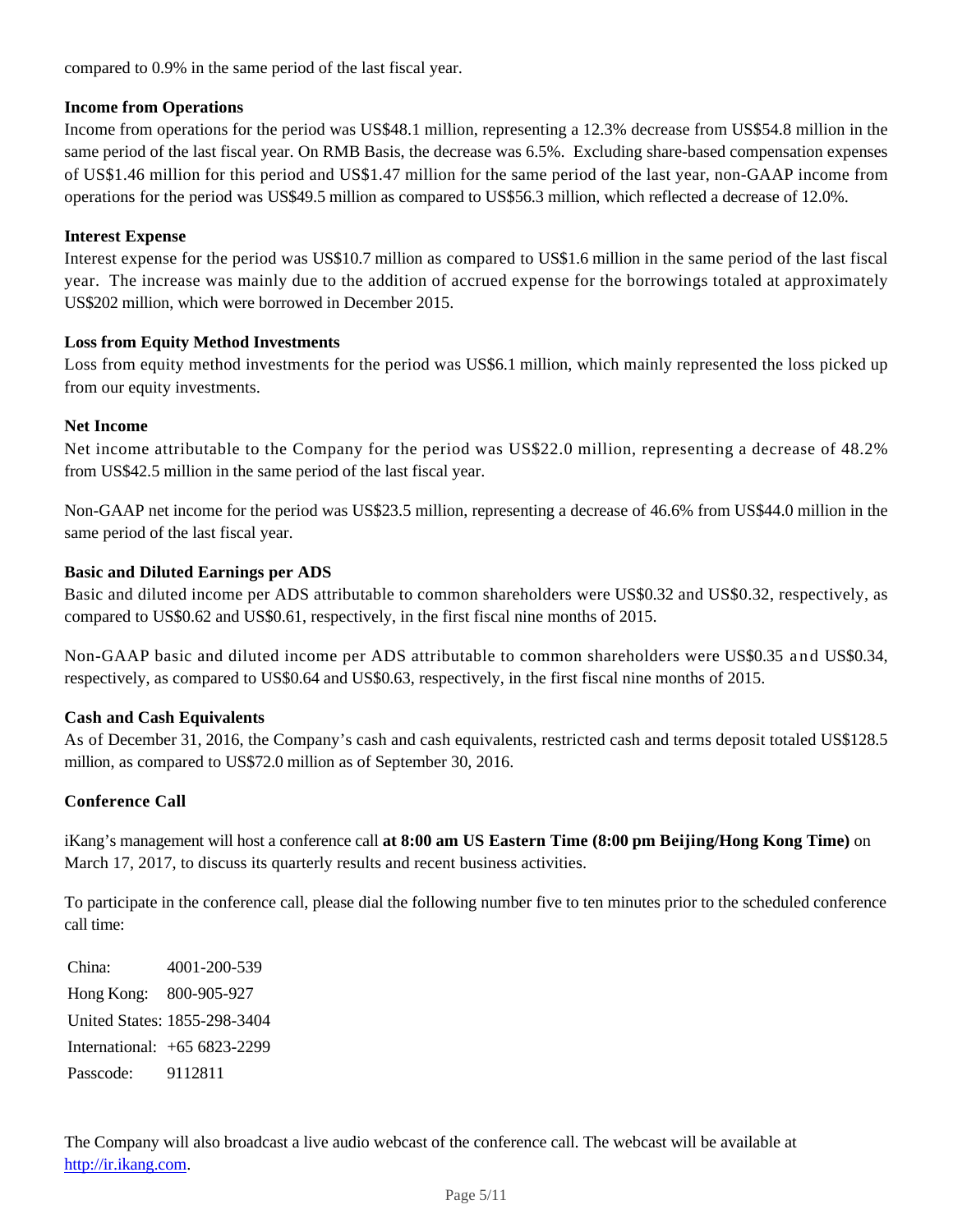compared to 0.9% in the same period of the last fiscal year.

**Income from Operations**

Income from operations for the period was US$48.1 million, representing a 12.3% decrease from US$54.8 million in the same period of the last fiscal year. On RMB Basis, the decrease was 6.5%. Excluding share-based compensation expenses of US$1.46 million for this period and US$1.47 million for the same period of the last year, non-GAAP income from operations for the period was US$49.5 million as compared to US$56.3 million, which reflected a decrease of 12.0%.

**Interest Expense**

Interest expense for the period was US$10.7 million as compared to US$1.6 million in the same period of the last fiscal year. The increase was mainly due to the addition of accrued expense for the borrowings totaled at approximately US$202 million, which were borrowed in December 2015.

**Loss from Equity Method Investments**

Loss from equity method investments for the period was US$6.1 million, which mainly represented the loss picked up from our equity investments.

**Net Income**

Net income attributable to the Company for the period was US$22.0 million, representing a decrease of 48.2% from US$42.5 million in the same period of the last fiscal year.

Non-GAAP net income for the period was US$23.5 million, representing a decrease of 46.6% from US$44.0 million in the same period of the last fiscal year.

**Basic and Diluted Earnings per ADS**

Basic and diluted income per ADS attributable to common shareholders were US$0.32 and US$0.32, respectively, as compared to US$0.62 and US$0.61, respectively, in the first fiscal nine months of 2015.

Non-GAAP basic and diluted income per ADS attributable to common shareholders were US$0.35 and US$0.34, respectively, as compared to US$0.64 and US$0.63, respectively, in the first fiscal nine months of 2015.

**Cash and Cash Equivalents**

As of December 31, 2016, the Company's cash and cash equivalents, restricted cash and terms deposit totaled US$128.5 million, as compared to US$72.0 million as of September 30, 2016.

**Conference Call**

iKang's management will host a conference call **at 8:00 am US Eastern Time (8:00 pm Beijing/Hong Kong Time)** on March 17, 2017, to discuss its quarterly results and recent business activities.

To participate in the conference call, please dial the following number five to ten minutes prior to the scheduled conference call time:

| | |
|---|---|
| China: | 4001-200-539 |
| Hong Kong: | 800-905-927 |
| United States: | 1855-298-3404 |
| International: | +65 6823-2299 |
| Passcode: | 9112811 |

The Company will also broadcast a live audio webcast of the conference call. The webcast will be available at http://ir.ikang.com.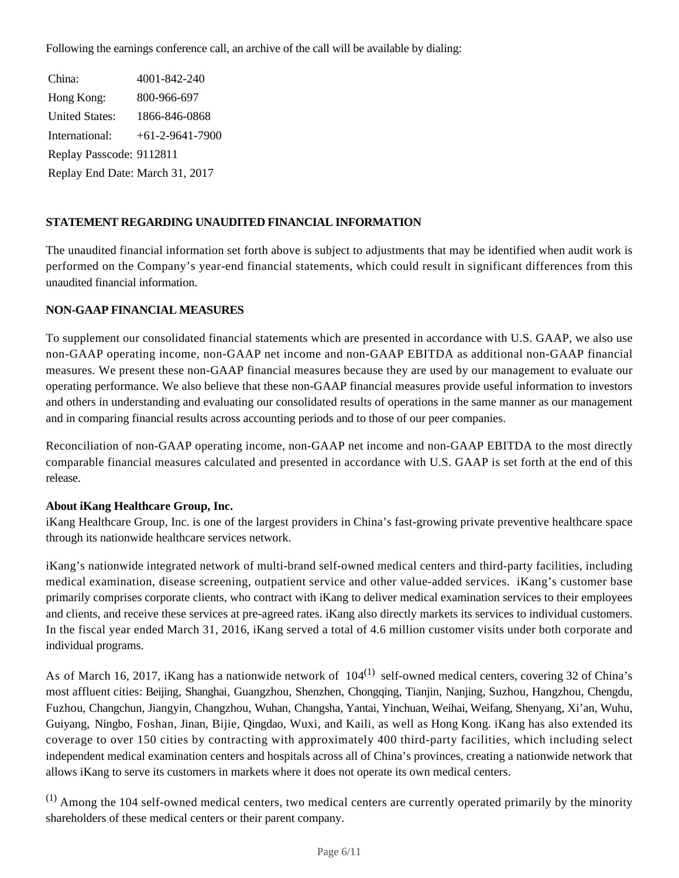Following the earnings conference call, an archive of the call will be available by dialing:

| | |
|---|---|
| China: | 4001-842-240 |
| Hong Kong: | 800-966-697 |
| United States: | 1866-846-0868 |
| International: | +61-2-9641-7900 |

Replay Passcode: 9112811

Replay End Date: March 31, 2017

**STATEMENT REGARDING UNAUDITED FINANCIAL INFORMATION**

The unaudited financial information set forth above is subject to adjustments that may be identified when audit work is performed on the Company's year-end financial statements, which could result in significant differences from this unaudited financial information.

**NON-GAAP FINANCIAL MEASURES**

To supplement our consolidated financial statements which are presented in accordance with U.S. GAAP, we also use non-GAAP operating income, non-GAAP net income and non-GAAP EBITDA as additional non-GAAP financial measures. We present these non-GAAP financial measures because they are used by our management to evaluate our operating performance. We also believe that these non-GAAP financial measures provide useful information to investors and others in understanding and evaluating our consolidated results of operations in the same manner as our management and in comparing financial results across accounting periods and to those of our peer companies.

Reconciliation of non-GAAP operating income, non-GAAP net income and non-GAAP EBITDA to the most directly comparable financial measures calculated and presented in accordance with U.S. GAAP is set forth at the end of this release.

**About iKang Healthcare Group, Inc.**

iKang Healthcare Group, Inc. is one of the largest providers in China's fast-growing private preventive healthcare space through its nationwide healthcare services network.

iKang's nationwide integrated network of multi-brand self-owned medical centers and third-party facilities, including medical examination, disease screening, outpatient service and other value-added services. iKang's customer base primarily comprises corporate clients, who contract with iKang to deliver medical examination services to their employees and clients, and receive these services at pre-agreed rates. iKang also directly markets its services to individual customers. In the fiscal year ended March 31, 2016, iKang served a total of 4.6 million customer visits under both corporate and individual programs.

As of March 16, 2017, iKang has a nationwide network of 104[(1)] self-owned medical centers, covering 32 of China's most affluent cities: Beijing, Shanghai, Guangzhou, Shenzhen, Chongqing, Tianjin, Nanjing, Suzhou, Hangzhou, Chengdu, Fuzhou, Changchun, Jiangyin, Changzhou, Wuhan, Changsha, Yantai, Yinchuan, Weihai, Weifang, Shenyang, Xi'an, Wuhu, Guiyang, Ningbo, Foshan, Jinan, Bijie, Qingdao, Wuxi, and Kaili, as well as Hong Kong. iKang has also extended its coverage to over 150 cities by contracting with approximately 400 third-party facilities, which including select independent medical examination centers and hospitals across all of China's provinces, creating a nationwide network that allows iKang to serve its customers in markets where it does not operate its own medical centers.

[(1)] Among the 104 self-owned medical centers, two medical centers are currently operated primarily by the minority shareholders of these medical centers or their parent company.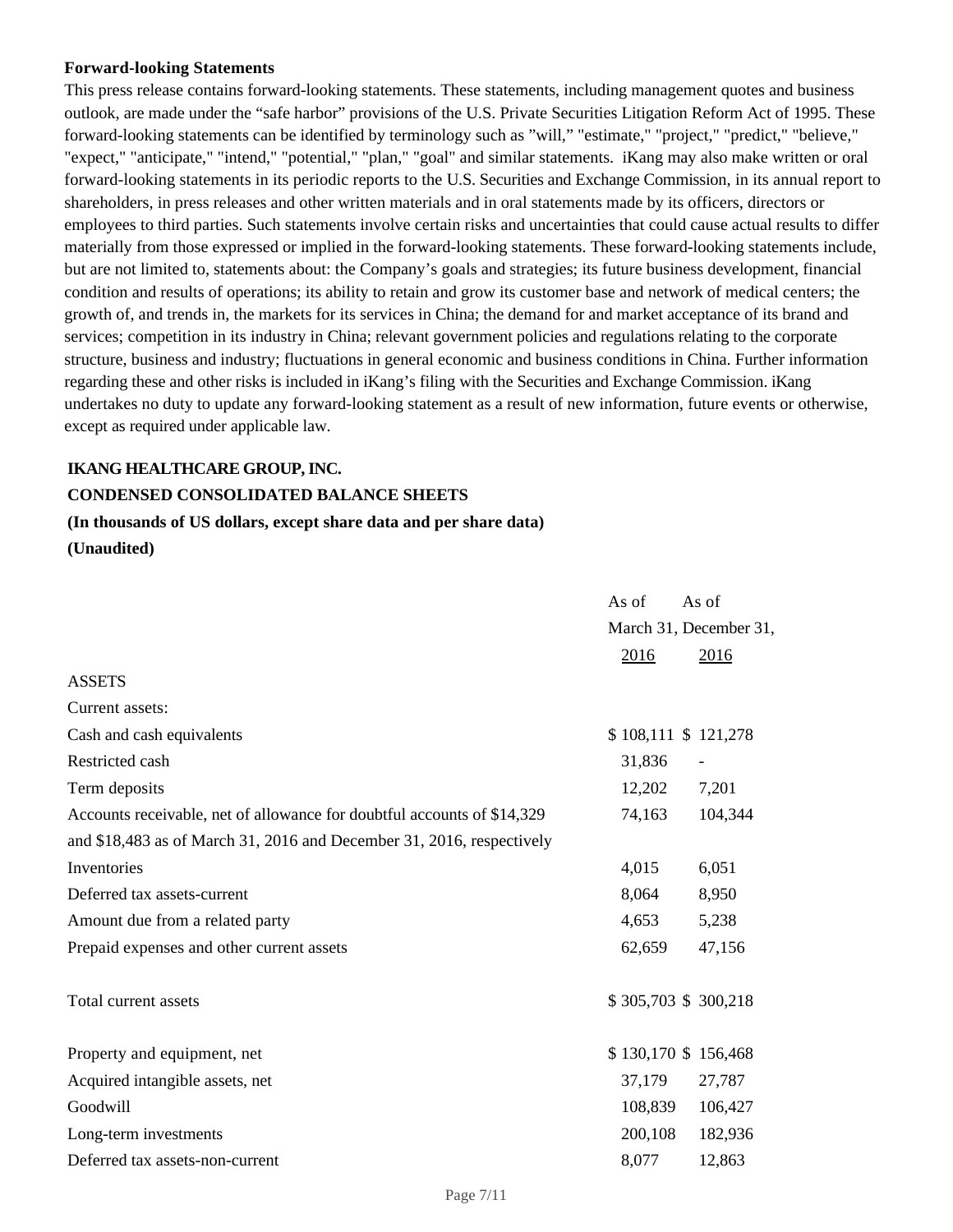**Forward-looking Statements**

This press release contains forward-looking statements. These statements, including management quotes and business outlook, are made under the "safe harbor" provisions of the U.S. Private Securities Litigation Reform Act of 1995. These forward-looking statements can be identified by terminology such as "will," "estimate," "project," "predict," "believe," "expect," "anticipate," "intend," "potential," "plan," "goal" and similar statements. iKang may also make written or oral forward-looking statements in its periodic reports to the U.S. Securities and Exchange Commission, in its annual report to shareholders, in press releases and other written materials and in oral statements made by its officers, directors or employees to third parties. Such statements involve certain risks and uncertainties that could cause actual results to differ materially from those expressed or implied in the forward-looking statements. These forward-looking statements include, but are not limited to, statements about: the Company's goals and strategies; its future business development, financial condition and results of operations; its ability to retain and grow its customer base and network of medical centers; the growth of, and trends in, the markets for its services in China; the demand for and market acceptance of its brand and services; competition in its industry in China; relevant government policies and regulations relating to the corporate structure, business and industry; fluctuations in general economic and business conditions in China. Further information regarding these and other risks is included in iKang's filing with the Securities and Exchange Commission. iKang undertakes no duty to update any forward-looking statement as a result of new information, future events or otherwise, except as required under applicable law.

**IKANG HEALTHCARE GROUP, INC.**

**CONDENSED CONSOLIDATED BALANCE SHEETS**

**(In thousands of US dollars, except share data and per share data)**

**(Unaudited)**

| | As of March 31, 2016 | As of December 31, 2016 |
|---|---|---|
| ASSETS | | |
| Current assets: | | |
| Cash and cash equivalents | $ 108,111 | $ 121,278 |
| Restricted cash | 31,836 | - |
| Term deposits | 12,202 | 7,201 |
| Accounts receivable, net of allowance for doubtful accounts of $14,329 and $18,483 as of March 31, 2016 and December 31, 2016, respectively | 74,163 | 104,344 |
| Inventories | 4,015 | 6,051 |
| Deferred tax assets-current | 8,064 | 8,950 |
| Amount due from a related party | 4,653 | 5,238 |
| Prepaid expenses and other current assets | 62,659 | 47,156 |
| Total current assets | $ 305,703 | $ 300,218 |
| Property and equipment, net | $ 130,170 | $ 156,468 |
| Acquired intangible assets, net | 37,179 | 27,787 |
| Goodwill | 108,839 | 106,427 |
| Long-term investments | 200,108 | 182,936 |
| Deferred tax assets-non-current | 8,077 | 12,863 |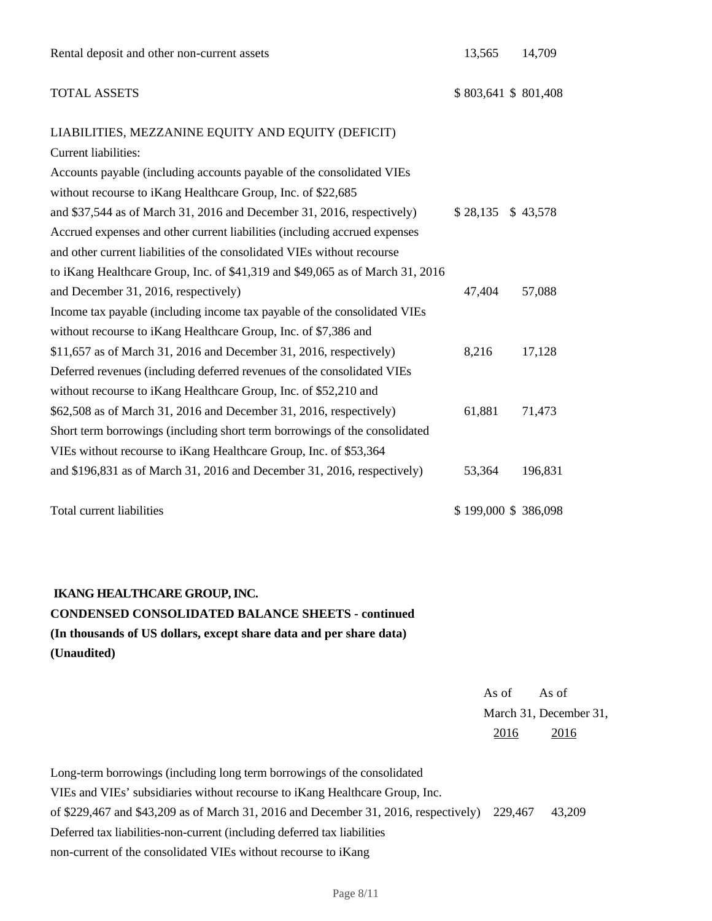| | | |
|---|---|---|
| Rental deposit and other non-current assets | 13,565 | 14,709 |
| TOTAL ASSETS | $ 803,641 | $ 801,408 |
| LIABILITIES, MEZZANINE EQUITY AND EQUITY (DEFICIT) | | |
| Current liabilities: | | |
| Accounts payable (including accounts payable of the consolidated VIEs without recourse to iKang Healthcare Group, Inc. of $22,685 and $37,544 as of March 31, 2016 and December 31, 2016, respectively) | $ 28,135 | $ 43,578 |
| Accrued expenses and other current liabilities (including accrued expenses and other current liabilities of the consolidated VIEs without recourse to iKang Healthcare Group, Inc. of $41,319 and $49,065 as of March 31, 2016 and December 31, 2016, respectively) | 47,404 | 57,088 |
| Income tax payable (including income tax payable of the consolidated VIEs without recourse to iKang Healthcare Group, Inc. of $7,386 and $11,657 as of March 31, 2016 and December 31, 2016, respectively) | 8,216 | 17,128 |
| Deferred revenues (including deferred revenues of the consolidated VIEs without recourse to iKang Healthcare Group, Inc. of $52,210 and $62,508 as of March 31, 2016 and December 31, 2016, respectively) | 61,881 | 71,473 |
| Short term borrowings (including short term borrowings of the consolidated VIEs without recourse to iKang Healthcare Group, Inc. of $53,364 and $196,831 as of March 31, 2016 and December 31, 2016, respectively) | 53,364 | 196,831 |
| Total current liabilities | $ 199,000 | $ 386,098 |

**IKANG HEALTHCARE GROUP, INC.**
**CONDENSED CONSOLIDATED BALANCE SHEETS - continued**
**(In thousands of US dollars, except share data and per share data)**
**(Unaudited)**

| | As of March 31, 2016 | As of December 31, 2016 |
|---|---|---|
| Long-term borrowings (including long term borrowings of the consolidated VIEs and VIEs' subsidiaries without recourse to iKang Healthcare Group, Inc. of $229,467 and $43,209 as of March 31, 2016 and December 31, 2016, respectively) | 229,467 | 43,209 |
| Deferred tax liabilities-non-current (including deferred tax liabilities non-current of the consolidated VIEs without recourse to iKang | | |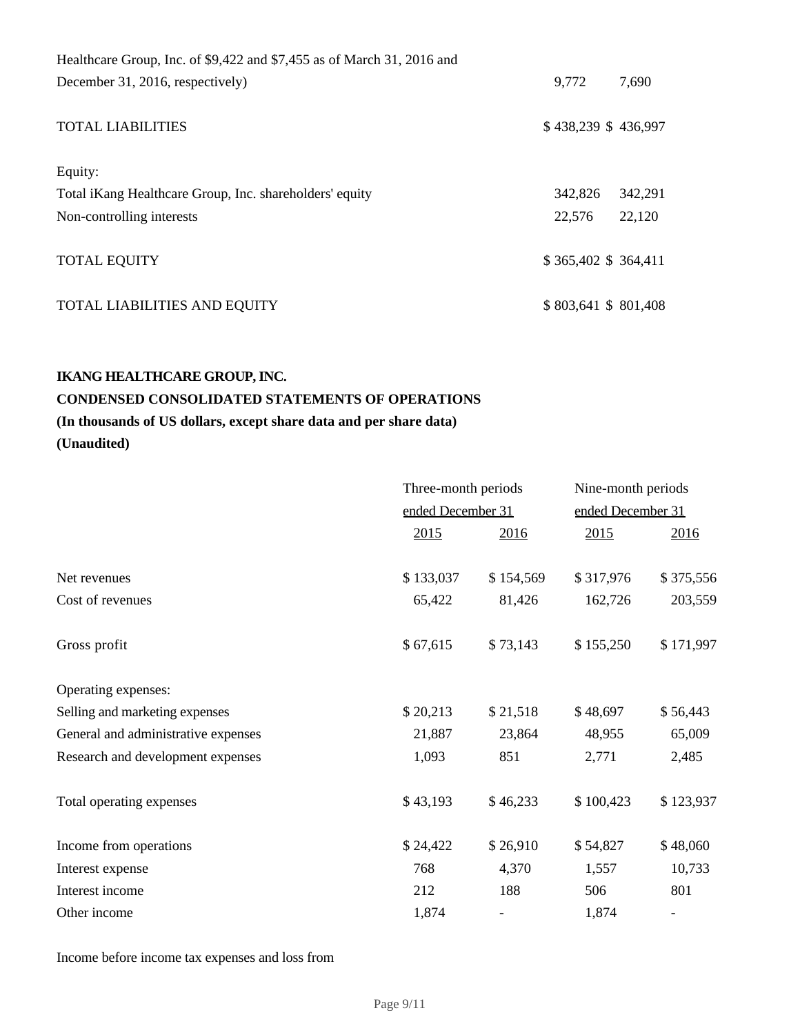| | | |
|---|---|---|
| Healthcare Group, Inc. of $9,422 and $7,455 as of March 31, 2016 and December 31, 2016, respectively) | 9,772 | 7,690 |
| TOTAL LIABILITIES | $ 438,239 | $ 436,997 |
| Equity: | | |
| Total iKang Healthcare Group, Inc. shareholders' equity | 342,826 | 342,291 |
| Non-controlling interests | 22,576 | 22,120 |
| TOTAL EQUITY | $ 365,402 | $ 364,411 |
| TOTAL LIABILITIES AND EQUITY | $ 803,641 | $ 801,408 |

**IKANG HEALTHCARE GROUP, INC.**

**CONDENSED CONSOLIDATED STATEMENTS OF OPERATIONS**

**(In thousands of US dollars, except share data and per share data)**

**(Unaudited)**

| | Three-month periods ended December 31 | | Nine-month periods ended December 31 | |
|---|---|---|---|---|
| | 2015 | 2016 | 2015 | 2016 |
| Net revenues | $ 133,037 | $ 154,569 | $ 317,976 | $ 375,556 |
| Cost of revenues | 65,422 | 81,426 | 162,726 | 203,559 |
| Gross profit | $ 67,615 | $ 73,143 | $ 155,250 | $ 171,997 |
| Operating expenses: | | | | |
| Selling and marketing expenses | $ 20,213 | $ 21,518 | $ 48,697 | $ 56,443 |
| General and administrative expenses | 21,887 | 23,864 | 48,955 | 65,009 |
| Research and development expenses | 1,093 | 851 | 2,771 | 2,485 |
| Total operating expenses | $ 43,193 | $ 46,233 | $ 100,423 | $ 123,937 |
| Income from operations | $ 24,422 | $ 26,910 | $ 54,827 | $ 48,060 |
| Interest expense | 768 | 4,370 | 1,557 | 10,733 |
| Interest income | 212 | 188 | 506 | 801 |
| Other income | 1,874 | - | 1,874 | - |
| Income before income tax expenses and loss from | | | | |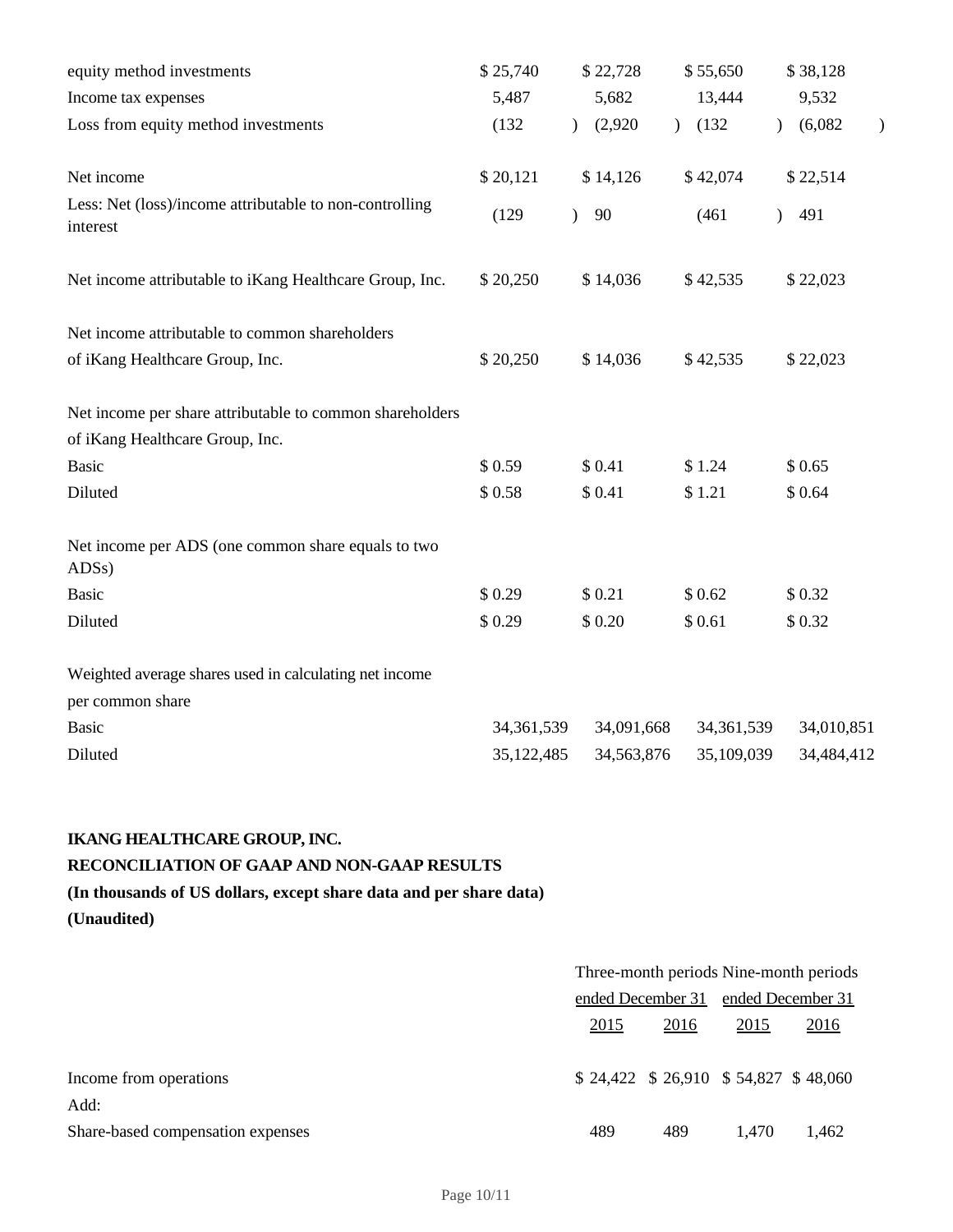| | | | | |
|---|---|---|---|---|
| equity method investments | $ 25,740 | $ 22,728 | $ 55,650 | $ 38,128 |
| Income tax expenses | 5,487 | 5,682 | 13,444 | 9,532 |
| Loss from equity method investments | (132 ) | (2,920 ) | (132 ) | (6,082 ) |
| Net income | $ 20,121 | $ 14,126 | $ 42,074 | $ 22,514 |
| Less: Net (loss)/income attributable to non-controlling interest | (129 ) | 90 | (461 ) | 491 |
| Net income attributable to iKang Healthcare Group, Inc. | $ 20,250 | $ 14,036 | $ 42,535 | $ 22,023 |
| Net income attributable to common shareholders | | | | |
| of iKang Healthcare Group, Inc. | $ 20,250 | $ 14,036 | $ 42,535 | $ 22,023 |
| Net income per share attributable to common shareholders | | | | |
| of iKang Healthcare Group, Inc. | | | | |
| Basic | $ 0.59 | $ 0.41 | $ 1.24 | $ 0.65 |
| Diluted | $ 0.58 | $ 0.41 | $ 1.21 | $ 0.64 |
| Net income per ADS (one common share equals to two ADSs) | | | | |
| Basic | $ 0.29 | $ 0.21 | $ 0.62 | $ 0.32 |
| Diluted | $ 0.29 | $ 0.20 | $ 0.61 | $ 0.32 |
| Weighted average shares used in calculating net income | | | | |
| per common share | | | | |
| Basic | 34,361,539 | 34,091,668 | 34,361,539 | 34,010,851 |
| Diluted | 35,122,485 | 34,563,876 | 35,109,039 | 34,484,412 |

**IKANG HEALTHCARE GROUP, INC.**

**RECONCILIATION OF GAAP AND NON-GAAP RESULTS**

**(In thousands of US dollars, except share data and per share data)**

**(Unaudited)**

| | Three-month periods ended December 31 | | Nine-month periods ended December 31 | |
|---|---|---|---|---|
| | 2015 | 2016 | 2015 | 2016 |
| Income from operations | $ 24,422 | $ 26,910 | $ 54,827 | $ 48,060 |
| Add: | | | | |
| Share-based compensation expenses | 489 | 489 | 1,470 | 1,462 |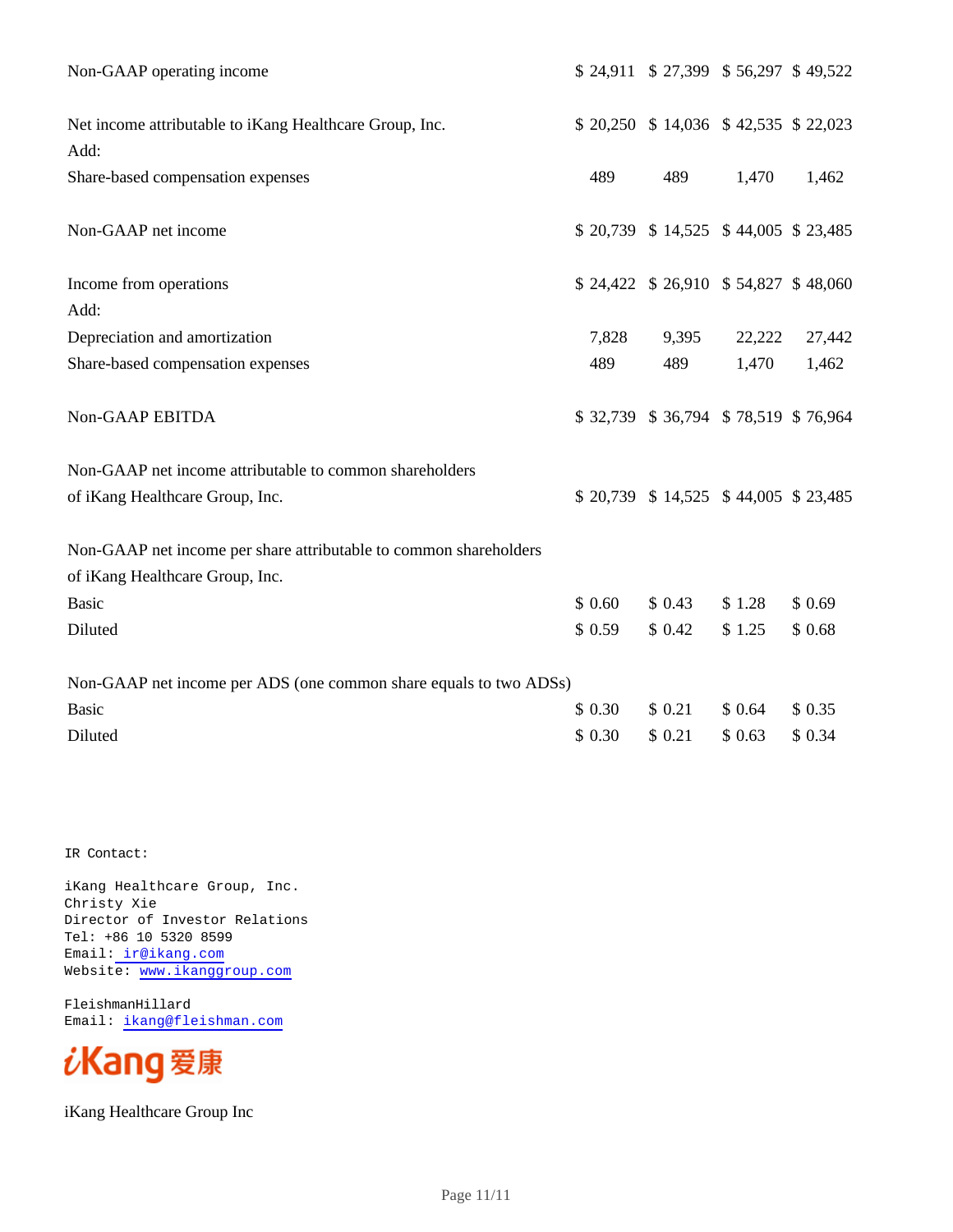| | | | | |
|---|---|---|---|---|
| Non-GAAP operating income | $ 24,911 | $ 27,399 | $ 56,297 | $ 49,522 |
| Net income attributable to iKang Healthcare Group, Inc. | $ 20,250 | $ 14,036 | $ 42,535 | $ 22,023 |
| Add: | | | | |
| Share-based compensation expenses | 489 | 489 | 1,470 | 1,462 |
| Non-GAAP net income | $ 20,739 | $ 14,525 | $ 44,005 | $ 23,485 |
| Income from operations | $ 24,422 | $ 26,910 | $ 54,827 | $ 48,060 |
| Add: | | | | |
| Depreciation and amortization | 7,828 | 9,395 | 22,222 | 27,442 |
| Share-based compensation expenses | 489 | 489 | 1,470 | 1,462 |
| Non-GAAP EBITDA | $ 32,739 | $ 36,794 | $ 78,519 | $ 76,964 |
| Non-GAAP net income attributable to common shareholders of iKang Healthcare Group, Inc. | $ 20,739 | $ 14,525 | $ 44,005 | $ 23,485 |
| Non-GAAP net income per share attributable to common shareholders of iKang Healthcare Group, Inc. | | | | |
| Basic | $ 0.60 | $ 0.43 | $ 1.28 | $ 0.69 |
| Diluted | $ 0.59 | $ 0.42 | $ 1.25 | $ 0.68 |
| Non-GAAP net income per ADS (one common share equals to two ADSs) | | | | |
| Basic | $ 0.30 | $ 0.21 | $ 0.64 | $ 0.35 |
| Diluted | $ 0.30 | $ 0.21 | $ 0.63 | $ 0.34 |

IR Contact:

iKang Healthcare Group, Inc.
Christy Xie
Director of Investor Relations
Tel: +86 10 5320 8599
Email: ir@ikang.com
Website: www.ikanggroup.com

FleishmanHillard
Email: ikang@fleishman.com

iKang 爱康

iKang Healthcare Group Inc